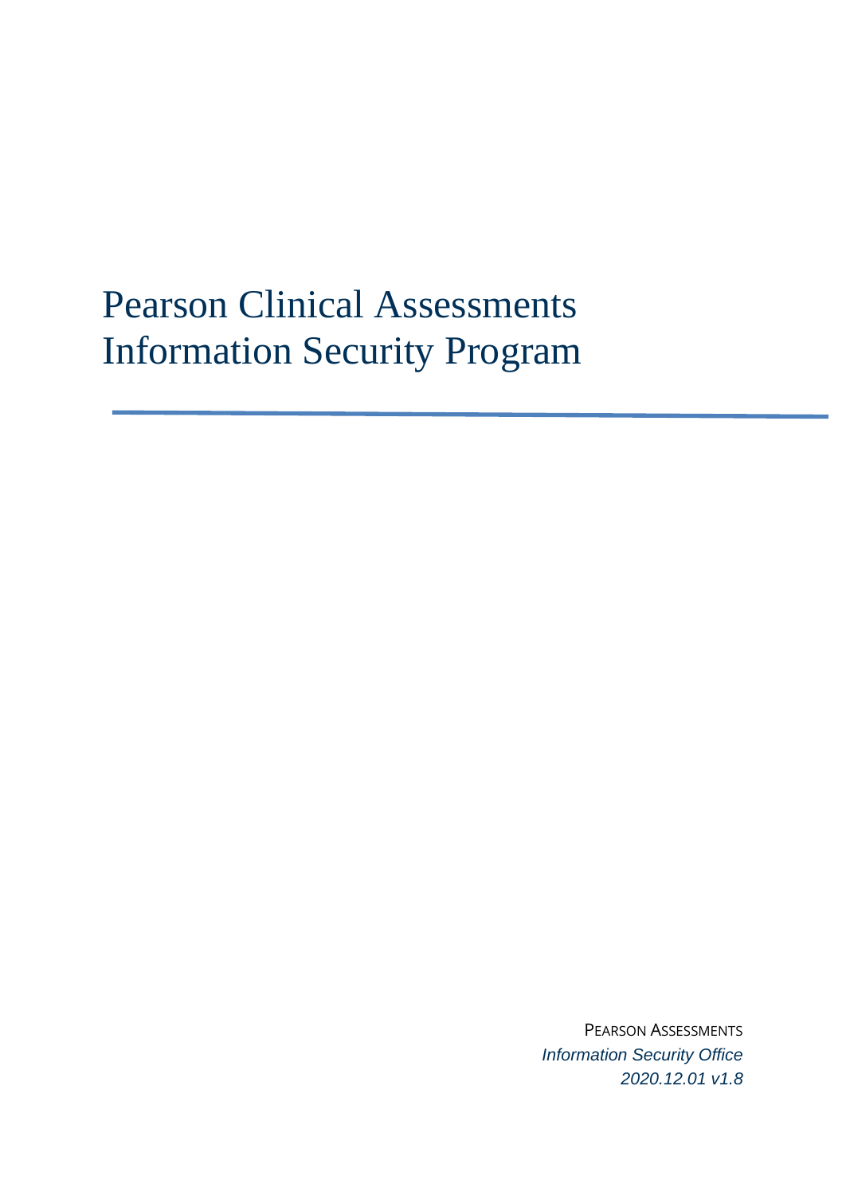# Pearson Clinical Assessments Information Security Program

---

PEARSON ASSESSMENTS

*Information Security Office*

*2020.12.01 v1.8*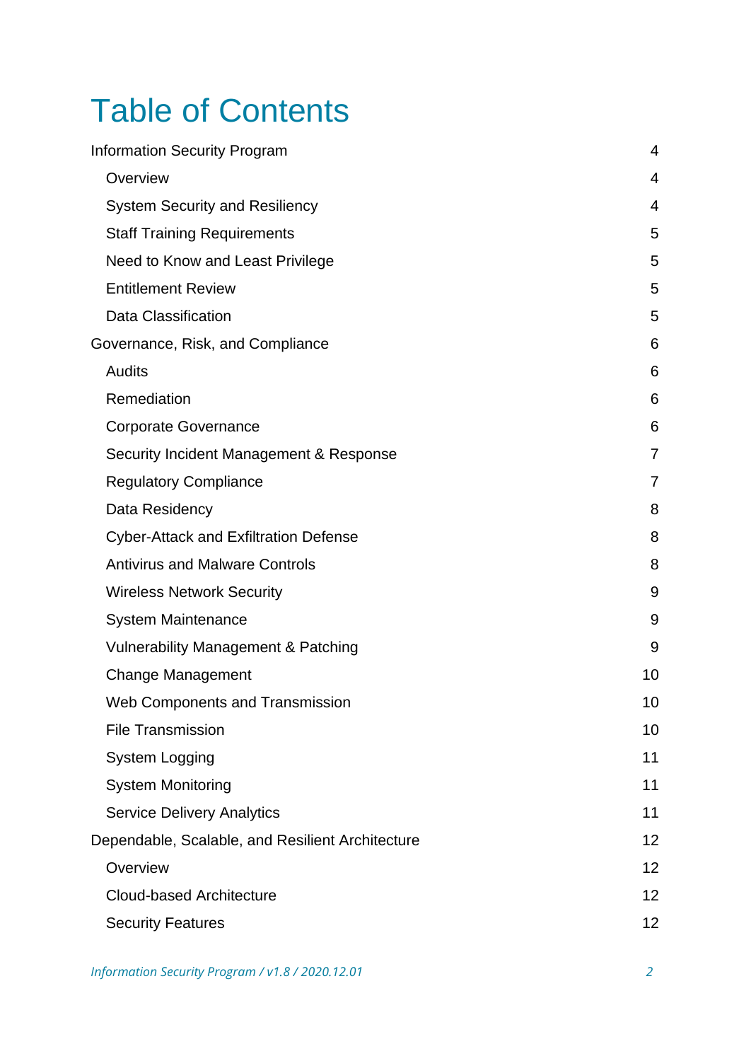# Table of Contents

- Information Security Program 4
  - Overview 4
  - System Security and Resiliency 4
  - Staff Training Requirements 5
  - Need to Know and Least Privilege 5
  - Entitlement Review 5
  - Data Classification 5
- Governance, Risk, and Compliance 6
  - Audits 6
  - Remediation 6
  - Corporate Governance 6
  - Security Incident Management & Response 7
  - Regulatory Compliance 7
  - Data Residency 8
  - Cyber-Attack and Exfiltration Defense 8
  - Antivirus and Malware Controls 8
  - Wireless Network Security 9
  - System Maintenance 9
  - Vulnerability Management & Patching 9
  - Change Management 10
  - Web Components and Transmission 10
  - File Transmission 10
  - System Logging 11
  - System Monitoring 11
  - Service Delivery Analytics 11
- Dependable, Scalable, and Resilient Architecture 12
  - Overview 12
  - Cloud-based Architecture 12
  - Security Features 12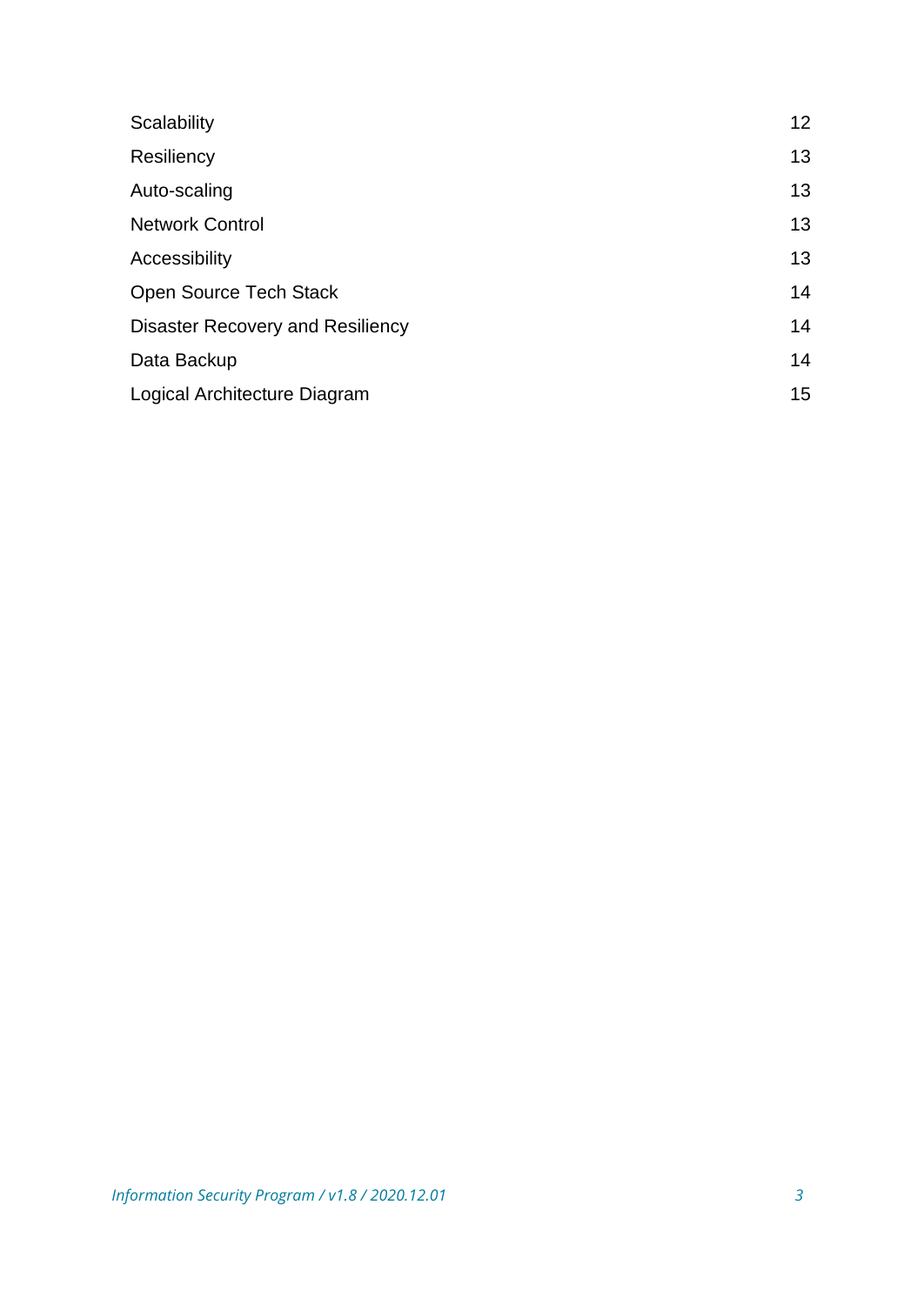| | |
|---|---|
| Scalability | 12 |
| Resiliency | 13 |
| Auto-scaling | 13 |
| Network Control | 13 |
| Accessibility | 13 |
| Open Source Tech Stack | 14 |
| Disaster Recovery and Resiliency | 14 |
| Data Backup | 14 |
| Logical Architecture Diagram | 15 |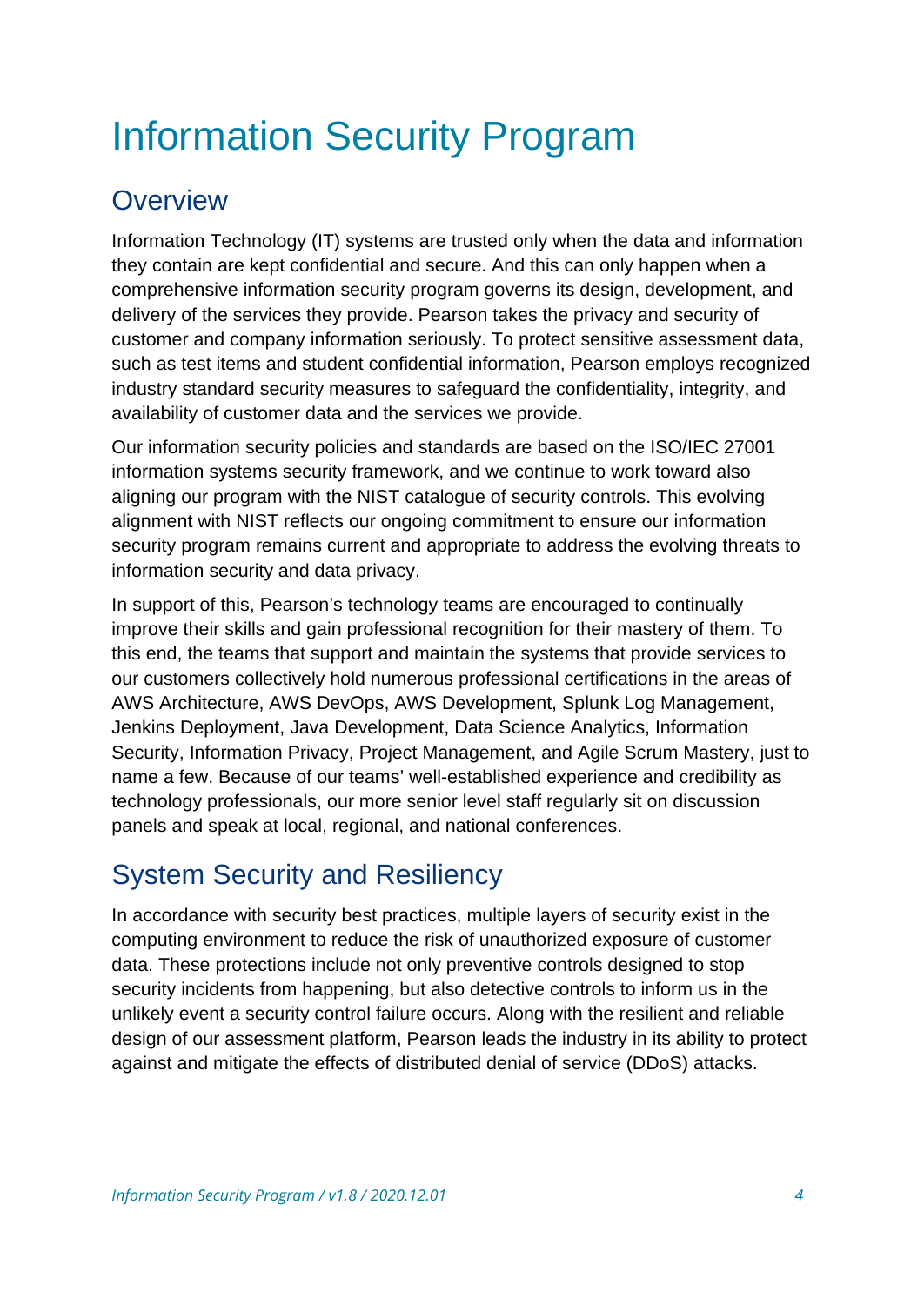# Information Security Program

## Overview

Information Technology (IT) systems are trusted only when the data and information they contain are kept confidential and secure. And this can only happen when a comprehensive information security program governs its design, development, and delivery of the services they provide. Pearson takes the privacy and security of customer and company information seriously. To protect sensitive assessment data, such as test items and student confidential information, Pearson employs recognized industry standard security measures to safeguard the confidentiality, integrity, and availability of customer data and the services we provide.

Our information security policies and standards are based on the ISO/IEC 27001 information systems security framework, and we continue to work toward also aligning our program with the NIST catalogue of security controls. This evolving alignment with NIST reflects our ongoing commitment to ensure our information security program remains current and appropriate to address the evolving threats to information security and data privacy.

In support of this, Pearson's technology teams are encouraged to continually improve their skills and gain professional recognition for their mastery of them. To this end, the teams that support and maintain the systems that provide services to our customers collectively hold numerous professional certifications in the areas of AWS Architecture, AWS DevOps, AWS Development, Splunk Log Management, Jenkins Deployment, Java Development, Data Science Analytics, Information Security, Information Privacy, Project Management, and Agile Scrum Mastery, just to name a few. Because of our teams' well-established experience and credibility as technology professionals, our more senior level staff regularly sit on discussion panels and speak at local, regional, and national conferences.

## System Security and Resiliency

In accordance with security best practices, multiple layers of security exist in the computing environment to reduce the risk of unauthorized exposure of customer data. These protections include not only preventive controls designed to stop security incidents from happening, but also detective controls to inform us in the unlikely event a security control failure occurs. Along with the resilient and reliable design of our assessment platform, Pearson leads the industry in its ability to protect against and mitigate the effects of distributed denial of service (DDoS) attacks.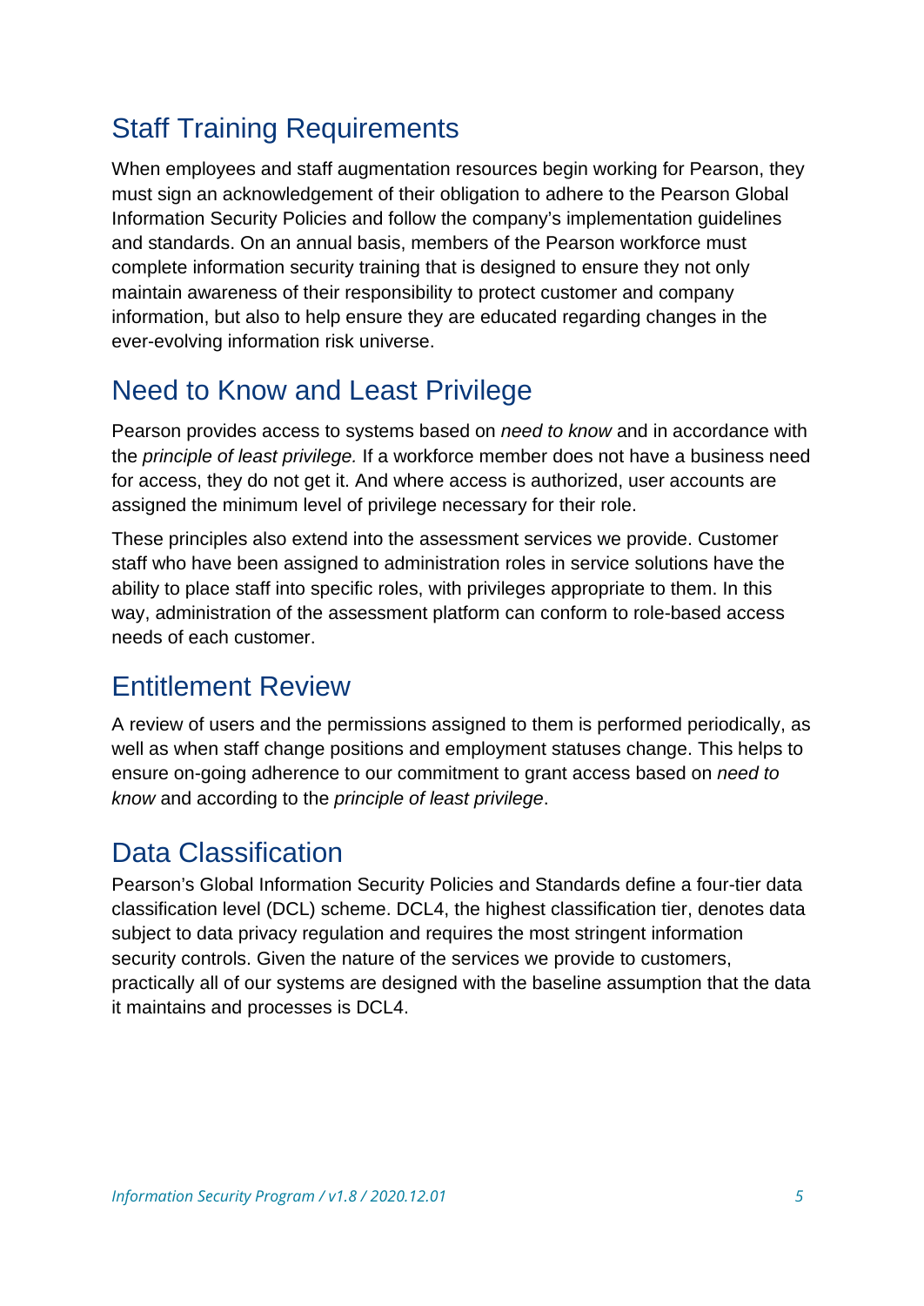## Staff Training Requirements

When employees and staff augmentation resources begin working for Pearson, they must sign an acknowledgement of their obligation to adhere to the Pearson Global Information Security Policies and follow the company's implementation guidelines and standards. On an annual basis, members of the Pearson workforce must complete information security training that is designed to ensure they not only maintain awareness of their responsibility to protect customer and company information, but also to help ensure they are educated regarding changes in the ever-evolving information risk universe.

## Need to Know and Least Privilege

Pearson provides access to systems based on *need to know* and in accordance with the *principle of least privilege.* If a workforce member does not have a business need for access, they do not get it. And where access is authorized, user accounts are assigned the minimum level of privilege necessary for their role.

These principles also extend into the assessment services we provide. Customer staff who have been assigned to administration roles in service solutions have the ability to place staff into specific roles, with privileges appropriate to them. In this way, administration of the assessment platform can conform to role-based access needs of each customer.

## Entitlement Review

A review of users and the permissions assigned to them is performed periodically, as well as when staff change positions and employment statuses change. This helps to ensure on-going adherence to our commitment to grant access based on *need to know* and according to the *principle of least privilege*.

## Data Classification

Pearson's Global Information Security Policies and Standards define a four-tier data classification level (DCL) scheme. DCL4, the highest classification tier, denotes data subject to data privacy regulation and requires the most stringent information security controls. Given the nature of the services we provide to customers, practically all of our systems are designed with the baseline assumption that the data it maintains and processes is DCL4.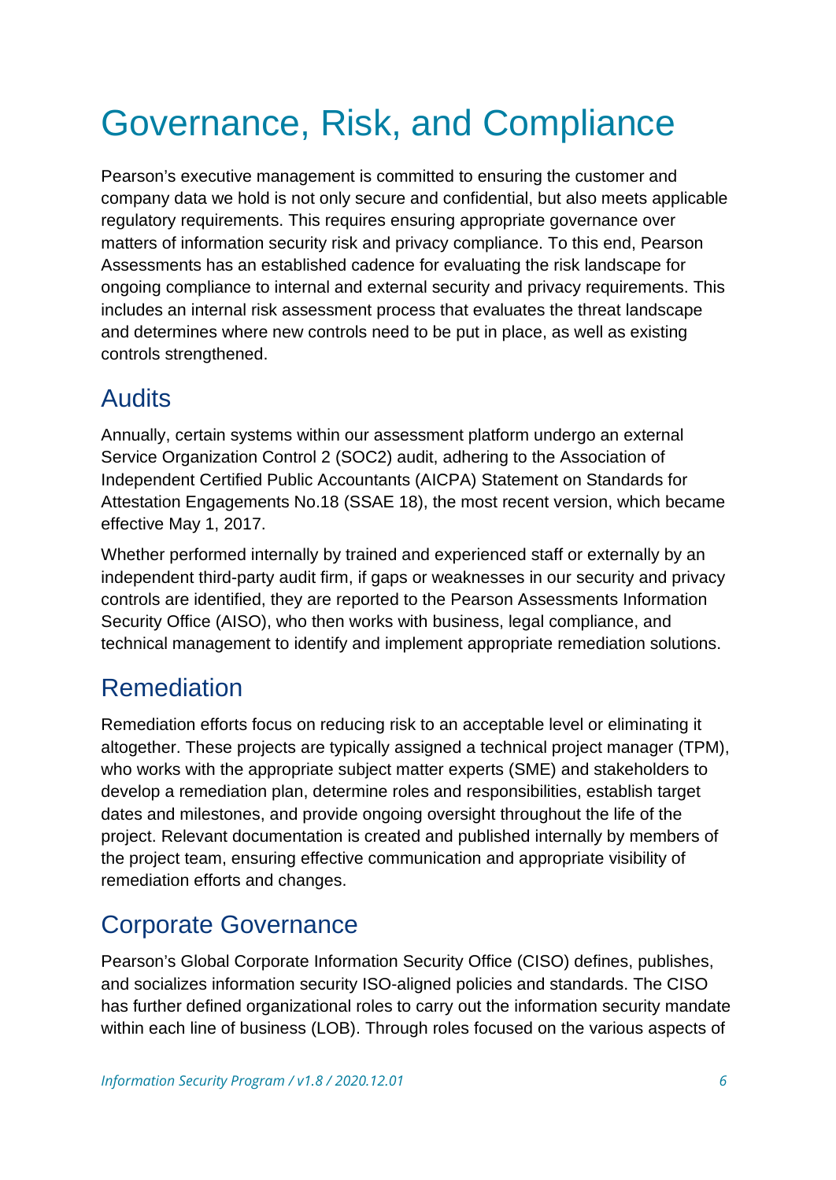# Governance, Risk, and Compliance

Pearson's executive management is committed to ensuring the customer and company data we hold is not only secure and confidential, but also meets applicable regulatory requirements. This requires ensuring appropriate governance over matters of information security risk and privacy compliance. To this end, Pearson Assessments has an established cadence for evaluating the risk landscape for ongoing compliance to internal and external security and privacy requirements. This includes an internal risk assessment process that evaluates the threat landscape and determines where new controls need to be put in place, as well as existing controls strengthened.

## Audits

Annually, certain systems within our assessment platform undergo an external Service Organization Control 2 (SOC2) audit, adhering to the Association of Independent Certified Public Accountants (AICPA) Statement on Standards for Attestation Engagements No.18 (SSAE 18), the most recent version, which became effective May 1, 2017.

Whether performed internally by trained and experienced staff or externally by an independent third-party audit firm, if gaps or weaknesses in our security and privacy controls are identified, they are reported to the Pearson Assessments Information Security Office (AISO), who then works with business, legal compliance, and technical management to identify and implement appropriate remediation solutions.

## Remediation

Remediation efforts focus on reducing risk to an acceptable level or eliminating it altogether. These projects are typically assigned a technical project manager (TPM), who works with the appropriate subject matter experts (SME) and stakeholders to develop a remediation plan, determine roles and responsibilities, establish target dates and milestones, and provide ongoing oversight throughout the life of the project. Relevant documentation is created and published internally by members of the project team, ensuring effective communication and appropriate visibility of remediation efforts and changes.

## Corporate Governance

Pearson's Global Corporate Information Security Office (CISO) defines, publishes, and socializes information security ISO-aligned policies and standards. The CISO has further defined organizational roles to carry out the information security mandate within each line of business (LOB). Through roles focused on the various aspects of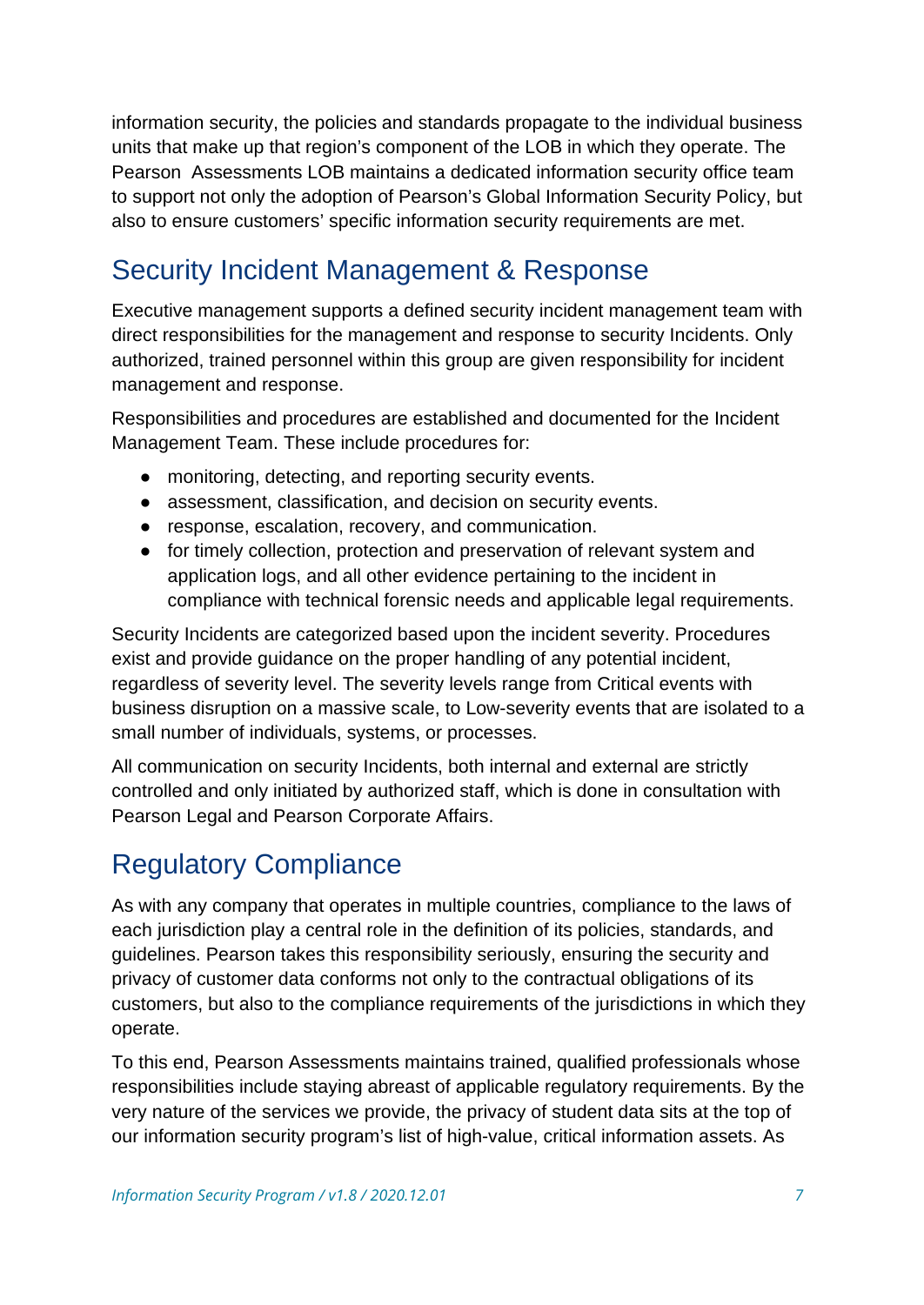information security, the policies and standards propagate to the individual business units that make up that region's component of the LOB in which they operate. The Pearson Assessments LOB maintains a dedicated information security office team to support not only the adoption of Pearson's Global Information Security Policy, but also to ensure customers' specific information security requirements are met.

## Security Incident Management & Response

Executive management supports a defined security incident management team with direct responsibilities for the management and response to security Incidents. Only authorized, trained personnel within this group are given responsibility for incident management and response.

Responsibilities and procedures are established and documented for the Incident Management Team. These include procedures for:

- monitoring, detecting, and reporting security events.
- assessment, classification, and decision on security events.
- response, escalation, recovery, and communication.
- for timely collection, protection and preservation of relevant system and application logs, and all other evidence pertaining to the incident in compliance with technical forensic needs and applicable legal requirements.

Security Incidents are categorized based upon the incident severity. Procedures exist and provide guidance on the proper handling of any potential incident, regardless of severity level. The severity levels range from Critical events with business disruption on a massive scale, to Low-severity events that are isolated to a small number of individuals, systems, or processes.

All communication on security Incidents, both internal and external are strictly controlled and only initiated by authorized staff, which is done in consultation with Pearson Legal and Pearson Corporate Affairs.

## Regulatory Compliance

As with any company that operates in multiple countries, compliance to the laws of each jurisdiction play a central role in the definition of its policies, standards, and guidelines. Pearson takes this responsibility seriously, ensuring the security and privacy of customer data conforms not only to the contractual obligations of its customers, but also to the compliance requirements of the jurisdictions in which they operate.

To this end, Pearson Assessments maintains trained, qualified professionals whose responsibilities include staying abreast of applicable regulatory requirements. By the very nature of the services we provide, the privacy of student data sits at the top of our information security program's list of high-value, critical information assets. As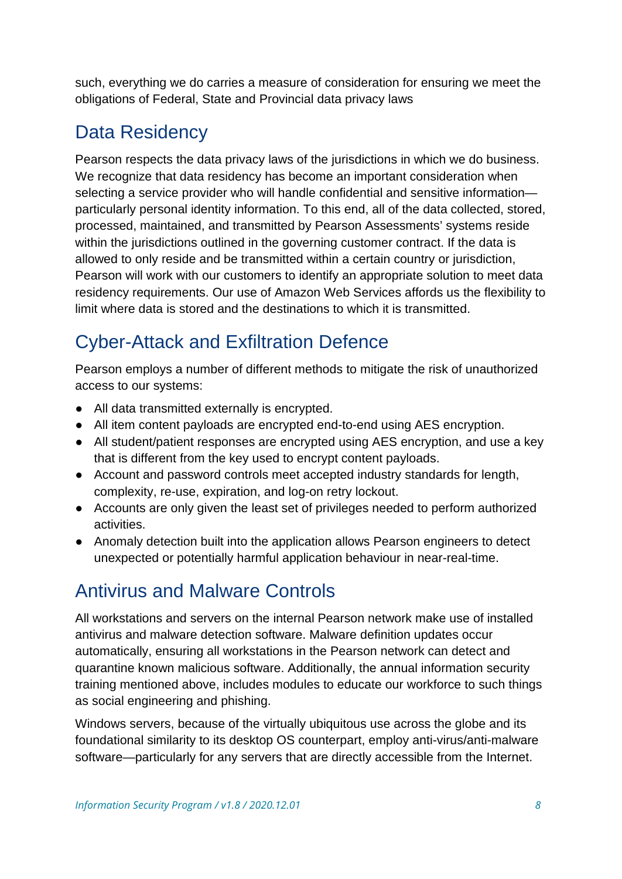such, everything we do carries a measure of consideration for ensuring we meet the obligations of Federal, State and Provincial data privacy laws

## Data Residency

Pearson respects the data privacy laws of the jurisdictions in which we do business. We recognize that data residency has become an important consideration when selecting a service provider who will handle confidential and sensitive information—particularly personal identity information. To this end, all of the data collected, stored, processed, maintained, and transmitted by Pearson Assessments' systems reside within the jurisdictions outlined in the governing customer contract. If the data is allowed to only reside and be transmitted within a certain country or jurisdiction, Pearson will work with our customers to identify an appropriate solution to meet data residency requirements. Our use of Amazon Web Services affords us the flexibility to limit where data is stored and the destinations to which it is transmitted.

## Cyber-Attack and Exfiltration Defence

Pearson employs a number of different methods to mitigate the risk of unauthorized access to our systems:

- All data transmitted externally is encrypted.
- All item content payloads are encrypted end-to-end using AES encryption.
- All student/patient responses are encrypted using AES encryption, and use a key that is different from the key used to encrypt content payloads.
- Account and password controls meet accepted industry standards for length, complexity, re-use, expiration, and log-on retry lockout.
- Accounts are only given the least set of privileges needed to perform authorized activities.
- Anomaly detection built into the application allows Pearson engineers to detect unexpected or potentially harmful application behaviour in near-real-time.

## Antivirus and Malware Controls

All workstations and servers on the internal Pearson network make use of installed antivirus and malware detection software. Malware definition updates occur automatically, ensuring all workstations in the Pearson network can detect and quarantine known malicious software. Additionally, the annual information security training mentioned above, includes modules to educate our workforce to such things as social engineering and phishing.

Windows servers, because of the virtually ubiquitous use across the globe and its foundational similarity to its desktop OS counterpart, employ anti-virus/anti-malware software—particularly for any servers that are directly accessible from the Internet.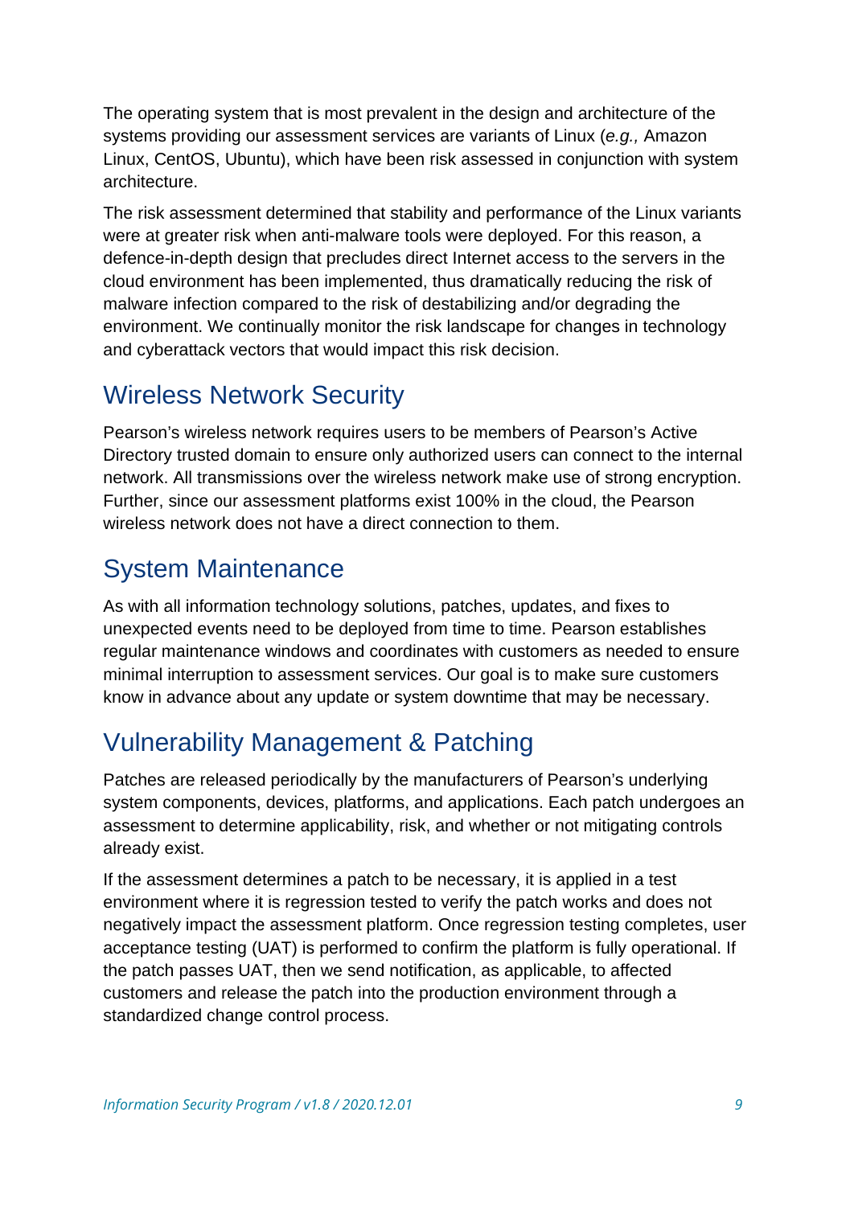The operating system that is most prevalent in the design and architecture of the systems providing our assessment services are variants of Linux (*e.g.,* Amazon Linux, CentOS, Ubuntu), which have been risk assessed in conjunction with system architecture.

The risk assessment determined that stability and performance of the Linux variants were at greater risk when anti-malware tools were deployed. For this reason, a defence-in-depth design that precludes direct Internet access to the servers in the cloud environment has been implemented, thus dramatically reducing the risk of malware infection compared to the risk of destabilizing and/or degrading the environment. We continually monitor the risk landscape for changes in technology and cyberattack vectors that would impact this risk decision.

## Wireless Network Security

Pearson's wireless network requires users to be members of Pearson's Active Directory trusted domain to ensure only authorized users can connect to the internal network. All transmissions over the wireless network make use of strong encryption. Further, since our assessment platforms exist 100% in the cloud, the Pearson wireless network does not have a direct connection to them.

## System Maintenance

As with all information technology solutions, patches, updates, and fixes to unexpected events need to be deployed from time to time. Pearson establishes regular maintenance windows and coordinates with customers as needed to ensure minimal interruption to assessment services. Our goal is to make sure customers know in advance about any update or system downtime that may be necessary.

## Vulnerability Management & Patching

Patches are released periodically by the manufacturers of Pearson's underlying system components, devices, platforms, and applications. Each patch undergoes an assessment to determine applicability, risk, and whether or not mitigating controls already exist.

If the assessment determines a patch to be necessary, it is applied in a test environment where it is regression tested to verify the patch works and does not negatively impact the assessment platform. Once regression testing completes, user acceptance testing (UAT) is performed to confirm the platform is fully operational. If the patch passes UAT, then we send notification, as applicable, to affected customers and release the patch into the production environment through a standardized change control process.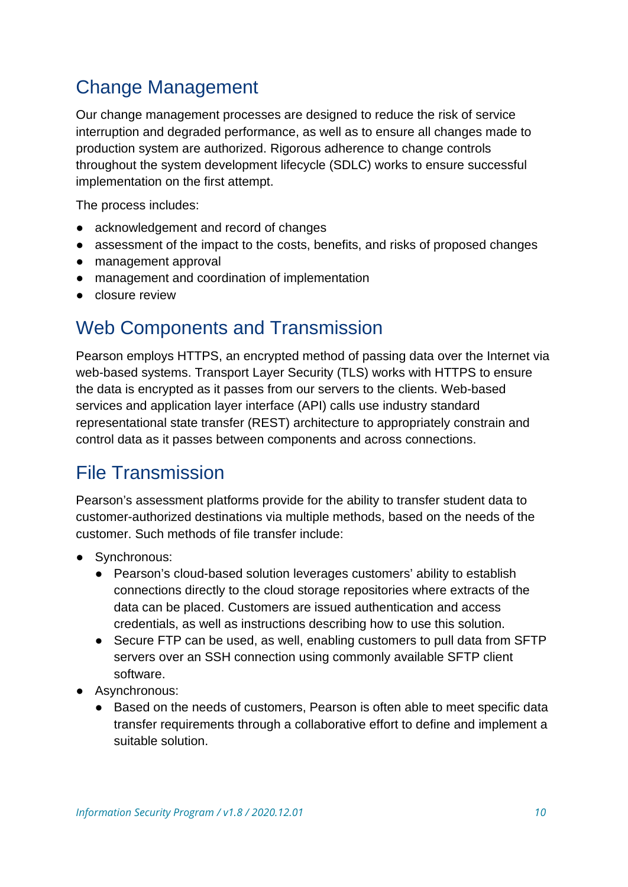## Change Management

Our change management processes are designed to reduce the risk of service interruption and degraded performance, as well as to ensure all changes made to production system are authorized. Rigorous adherence to change controls throughout the system development lifecycle (SDLC) works to ensure successful implementation on the first attempt.

The process includes:

- acknowledgement and record of changes
- assessment of the impact to the costs, benefits, and risks of proposed changes
- management approval
- management and coordination of implementation
- closure review

## Web Components and Transmission

Pearson employs HTTPS, an encrypted method of passing data over the Internet via web-based systems. Transport Layer Security (TLS) works with HTTPS to ensure the data is encrypted as it passes from our servers to the clients. Web-based services and application layer interface (API) calls use industry standard representational state transfer (REST) architecture to appropriately constrain and control data as it passes between components and across connections.

## File Transmission

Pearson's assessment platforms provide for the ability to transfer student data to customer-authorized destinations via multiple methods, based on the needs of the customer. Such methods of file transfer include:

- Synchronous:
  - Pearson's cloud-based solution leverages customers' ability to establish connections directly to the cloud storage repositories where extracts of the data can be placed. Customers are issued authentication and access credentials, as well as instructions describing how to use this solution.
  - Secure FTP can be used, as well, enabling customers to pull data from SFTP servers over an SSH connection using commonly available SFTP client software.
- Asynchronous:
  - Based on the needs of customers, Pearson is often able to meet specific data transfer requirements through a collaborative effort to define and implement a suitable solution.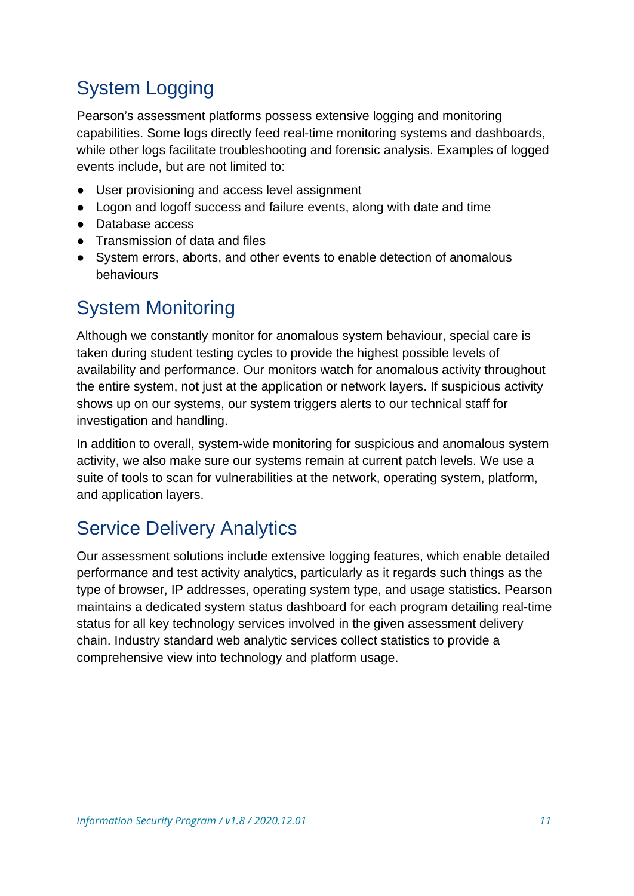## System Logging

Pearson's assessment platforms possess extensive logging and monitoring capabilities. Some logs directly feed real-time monitoring systems and dashboards, while other logs facilitate troubleshooting and forensic analysis. Examples of logged events include, but are not limited to:

- User provisioning and access level assignment
- Logon and logoff success and failure events, along with date and time
- Database access
- Transmission of data and files
- System errors, aborts, and other events to enable detection of anomalous behaviours

## System Monitoring

Although we constantly monitor for anomalous system behaviour, special care is taken during student testing cycles to provide the highest possible levels of availability and performance. Our monitors watch for anomalous activity throughout the entire system, not just at the application or network layers. If suspicious activity shows up on our systems, our system triggers alerts to our technical staff for investigation and handling.

In addition to overall, system-wide monitoring for suspicious and anomalous system activity, we also make sure our systems remain at current patch levels. We use a suite of tools to scan for vulnerabilities at the network, operating system, platform, and application layers.

## Service Delivery Analytics

Our assessment solutions include extensive logging features, which enable detailed performance and test activity analytics, particularly as it regards such things as the type of browser, IP addresses, operating system type, and usage statistics. Pearson maintains a dedicated system status dashboard for each program detailing real-time status for all key technology services involved in the given assessment delivery chain. Industry standard web analytic services collect statistics to provide a comprehensive view into technology and platform usage.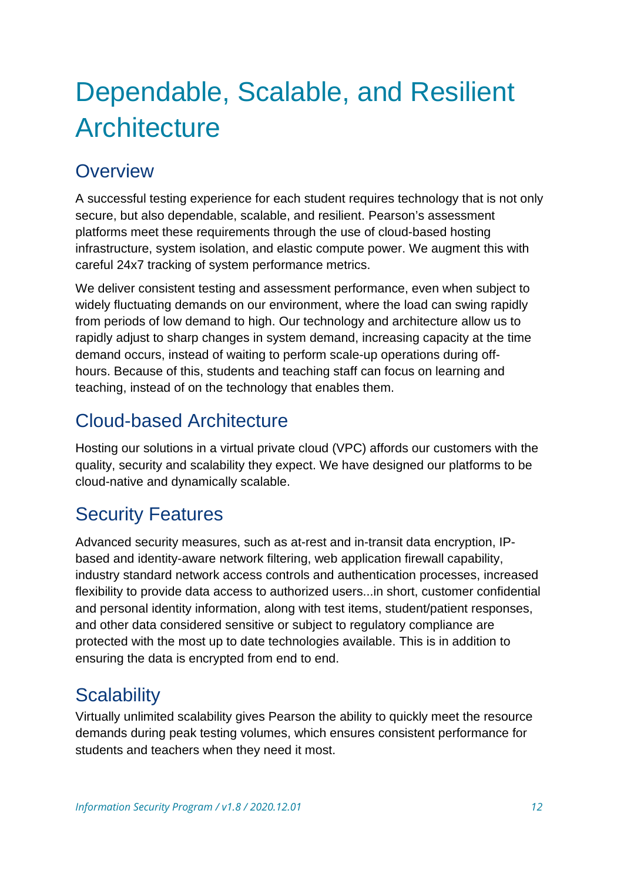# Dependable, Scalable, and Resilient Architecture

## Overview

A successful testing experience for each student requires technology that is not only secure, but also dependable, scalable, and resilient. Pearson's assessment platforms meet these requirements through the use of cloud-based hosting infrastructure, system isolation, and elastic compute power. We augment this with careful 24x7 tracking of system performance metrics.

We deliver consistent testing and assessment performance, even when subject to widely fluctuating demands on our environment, where the load can swing rapidly from periods of low demand to high. Our technology and architecture allow us to rapidly adjust to sharp changes in system demand, increasing capacity at the time demand occurs, instead of waiting to perform scale-up operations during off-hours. Because of this, students and teaching staff can focus on learning and teaching, instead of on the technology that enables them.

## Cloud-based Architecture

Hosting our solutions in a virtual private cloud (VPC) affords our customers with the quality, security and scalability they expect. We have designed our platforms to be cloud-native and dynamically scalable.

## Security Features

Advanced security measures, such as at-rest and in-transit data encryption, IP-based and identity-aware network filtering, web application firewall capability, industry standard network access controls and authentication processes, increased flexibility to provide data access to authorized users...in short, customer confidential and personal identity information, along with test items, student/patient responses, and other data considered sensitive or subject to regulatory compliance are protected with the most up to date technologies available. This is in addition to ensuring the data is encrypted from end to end.

## Scalability

Virtually unlimited scalability gives Pearson the ability to quickly meet the resource demands during peak testing volumes, which ensures consistent performance for students and teachers when they need it most.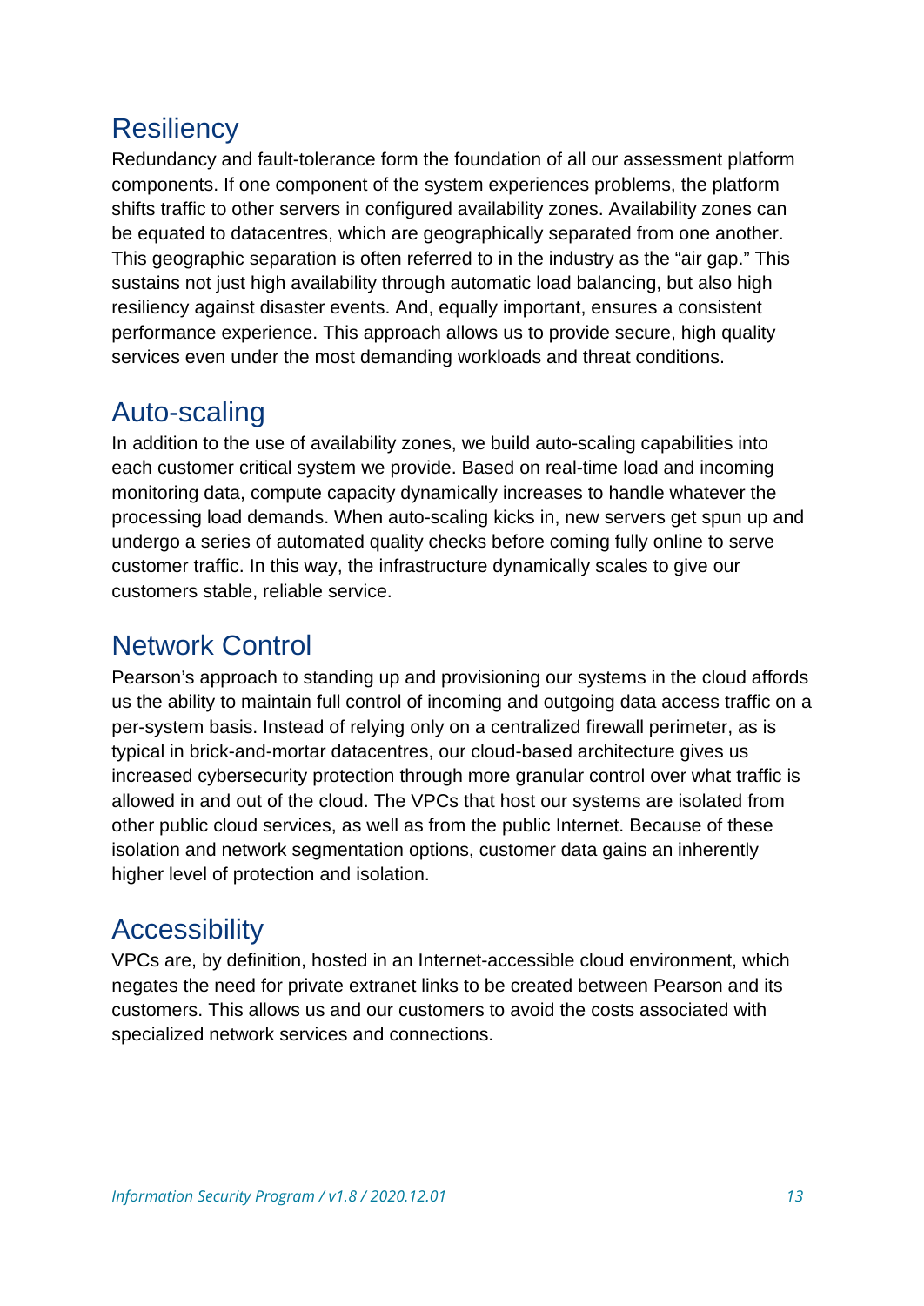## Resiliency

Redundancy and fault-tolerance form the foundation of all our assessment platform components. If one component of the system experiences problems, the platform shifts traffic to other servers in configured availability zones. Availability zones can be equated to datacentres, which are geographically separated from one another. This geographic separation is often referred to in the industry as the "air gap." This sustains not just high availability through automatic load balancing, but also high resiliency against disaster events. And, equally important, ensures a consistent performance experience. This approach allows us to provide secure, high quality services even under the most demanding workloads and threat conditions.

## Auto-scaling

In addition to the use of availability zones, we build auto-scaling capabilities into each customer critical system we provide. Based on real-time load and incoming monitoring data, compute capacity dynamically increases to handle whatever the processing load demands. When auto-scaling kicks in, new servers get spun up and undergo a series of automated quality checks before coming fully online to serve customer traffic. In this way, the infrastructure dynamically scales to give our customers stable, reliable service.

## Network Control

Pearson's approach to standing up and provisioning our systems in the cloud affords us the ability to maintain full control of incoming and outgoing data access traffic on a per-system basis. Instead of relying only on a centralized firewall perimeter, as is typical in brick-and-mortar datacentres, our cloud-based architecture gives us increased cybersecurity protection through more granular control over what traffic is allowed in and out of the cloud. The VPCs that host our systems are isolated from other public cloud services, as well as from the public Internet. Because of these isolation and network segmentation options, customer data gains an inherently higher level of protection and isolation.

## Accessibility

VPCs are, by definition, hosted in an Internet-accessible cloud environment, which negates the need for private extranet links to be created between Pearson and its customers. This allows us and our customers to avoid the costs associated with specialized network services and connections.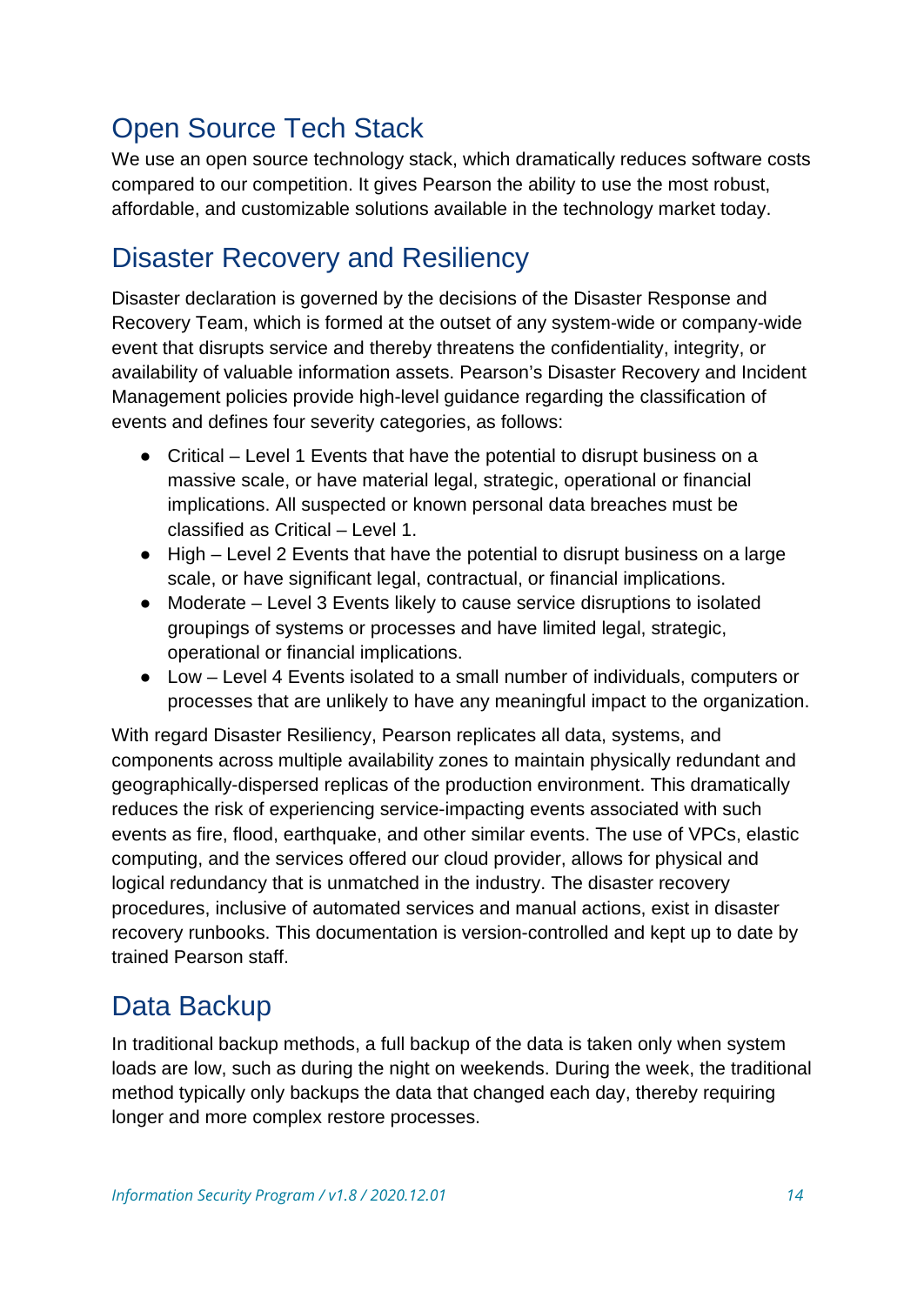## Open Source Tech Stack

We use an open source technology stack, which dramatically reduces software costs compared to our competition. It gives Pearson the ability to use the most robust, affordable, and customizable solutions available in the technology market today.

## Disaster Recovery and Resiliency

Disaster declaration is governed by the decisions of the Disaster Response and Recovery Team, which is formed at the outset of any system-wide or company-wide event that disrupts service and thereby threatens the confidentiality, integrity, or availability of valuable information assets. Pearson's Disaster Recovery and Incident Management policies provide high-level guidance regarding the classification of events and defines four severity categories, as follows:

- Critical – Level 1 Events that have the potential to disrupt business on a massive scale, or have material legal, strategic, operational or financial implications. All suspected or known personal data breaches must be classified as Critical – Level 1.
- High – Level 2 Events that have the potential to disrupt business on a large scale, or have significant legal, contractual, or financial implications.
- Moderate – Level 3 Events likely to cause service disruptions to isolated groupings of systems or processes and have limited legal, strategic, operational or financial implications.
- Low – Level 4 Events isolated to a small number of individuals, computers or processes that are unlikely to have any meaningful impact to the organization.

With regard Disaster Resiliency, Pearson replicates all data, systems, and components across multiple availability zones to maintain physically redundant and geographically-dispersed replicas of the production environment. This dramatically reduces the risk of experiencing service-impacting events associated with such events as fire, flood, earthquake, and other similar events. The use of VPCs, elastic computing, and the services offered our cloud provider, allows for physical and logical redundancy that is unmatched in the industry. The disaster recovery procedures, inclusive of automated services and manual actions, exist in disaster recovery runbooks. This documentation is version-controlled and kept up to date by trained Pearson staff.

## Data Backup

In traditional backup methods, a full backup of the data is taken only when system loads are low, such as during the night on weekends. During the week, the traditional method typically only backups the data that changed each day, thereby requiring longer and more complex restore processes.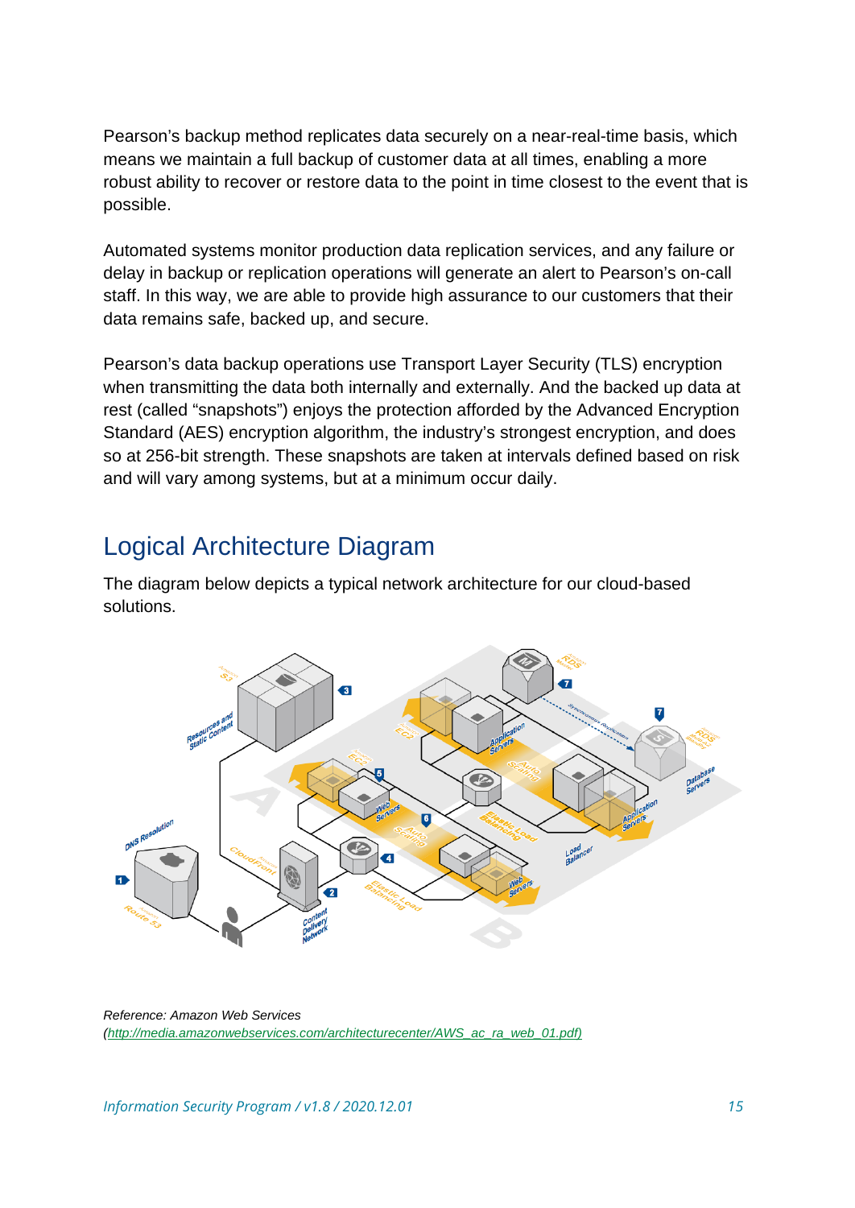Pearson's backup method replicates data securely on a near-real-time basis, which means we maintain a full backup of customer data at all times, enabling a more robust ability to recover or restore data to the point in time closest to the event that is possible.

Automated systems monitor production data replication services, and any failure or delay in backup or replication operations will generate an alert to Pearson's on-call staff. In this way, we are able to provide high assurance to our customers that their data remains safe, backed up, and secure.

Pearson's data backup operations use Transport Layer Security (TLS) encryption when transmitting the data both internally and externally. And the backed up data at rest (called "snapshots") enjoys the protection afforded by the Advanced Encryption Standard (AES) encryption algorithm, the industry's strongest encryption, and does so at 256-bit strength. These snapshots are taken at intervals defined based on risk and will vary among systems, but at a minimum occur daily.

## Logical Architecture Diagram

The diagram below depicts a typical network architecture for our cloud-based solutions.

*Reference: Amazon Web Services (http://media.amazonwebservices.com/architecturecenter/AWS_ac_ra_web_01.pdf)*